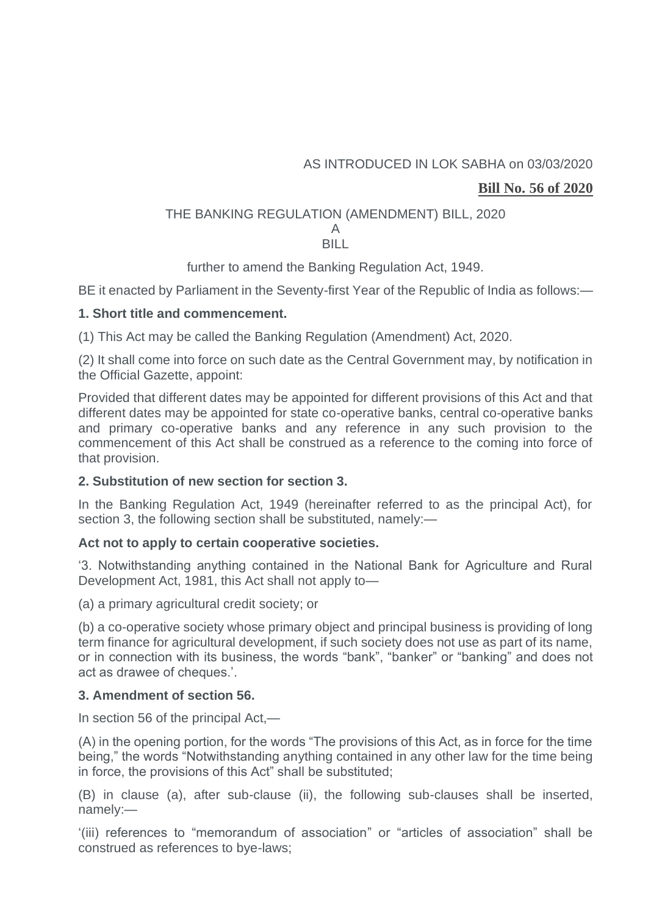AS INTRODUCED IN LOK SABHA on 03/03/2020

**Bill No. 56 of 2020**

THE BANKING REGULATION (AMENDMENT) BILL, 2020

A

BILL

further to amend the Banking Regulation Act, 1949.

BE it enacted by Parliament in the Seventy-first Year of the Republic of India as follows:—

**1. Short title and commencement.**

(1) This Act may be called the Banking Regulation (Amendment) Act, 2020.

(2) It shall come into force on such date as the Central Government may, by notification in the Official Gazette, appoint:

Provided that different dates may be appointed for different provisions of this Act and that different dates may be appointed for state co-operative banks, central co-operative banks and primary co-operative banks and any reference in any such provision to the commencement of this Act shall be construed as a reference to the coming into force of that provision.

**2. Substitution of new section for section 3.**

In the Banking Regulation Act, 1949 (hereinafter referred to as the principal Act), for section 3, the following section shall be substituted, namely:—

**Act not to apply to certain cooperative societies.**

'3. Notwithstanding anything contained in the National Bank for Agriculture and Rural Development Act, 1981, this Act shall not apply to—

(a) a primary agricultural credit society; or

(b) a co-operative society whose primary object and principal business is providing of long term finance for agricultural development, if such society does not use as part of its name, or in connection with its business, the words "bank", "banker" or "banking" and does not act as drawee of cheques.'.

**3. Amendment of section 56.**

In section 56 of the principal Act,—

(A) in the opening portion, for the words "The provisions of this Act, as in force for the time being," the words "Notwithstanding anything contained in any other law for the time being in force, the provisions of this Act" shall be substituted;

(B) in clause (a), after sub-clause (ii), the following sub-clauses shall be inserted, namely:—

'(iii) references to "memorandum of association" or "articles of association" shall be construed as references to bye-laws;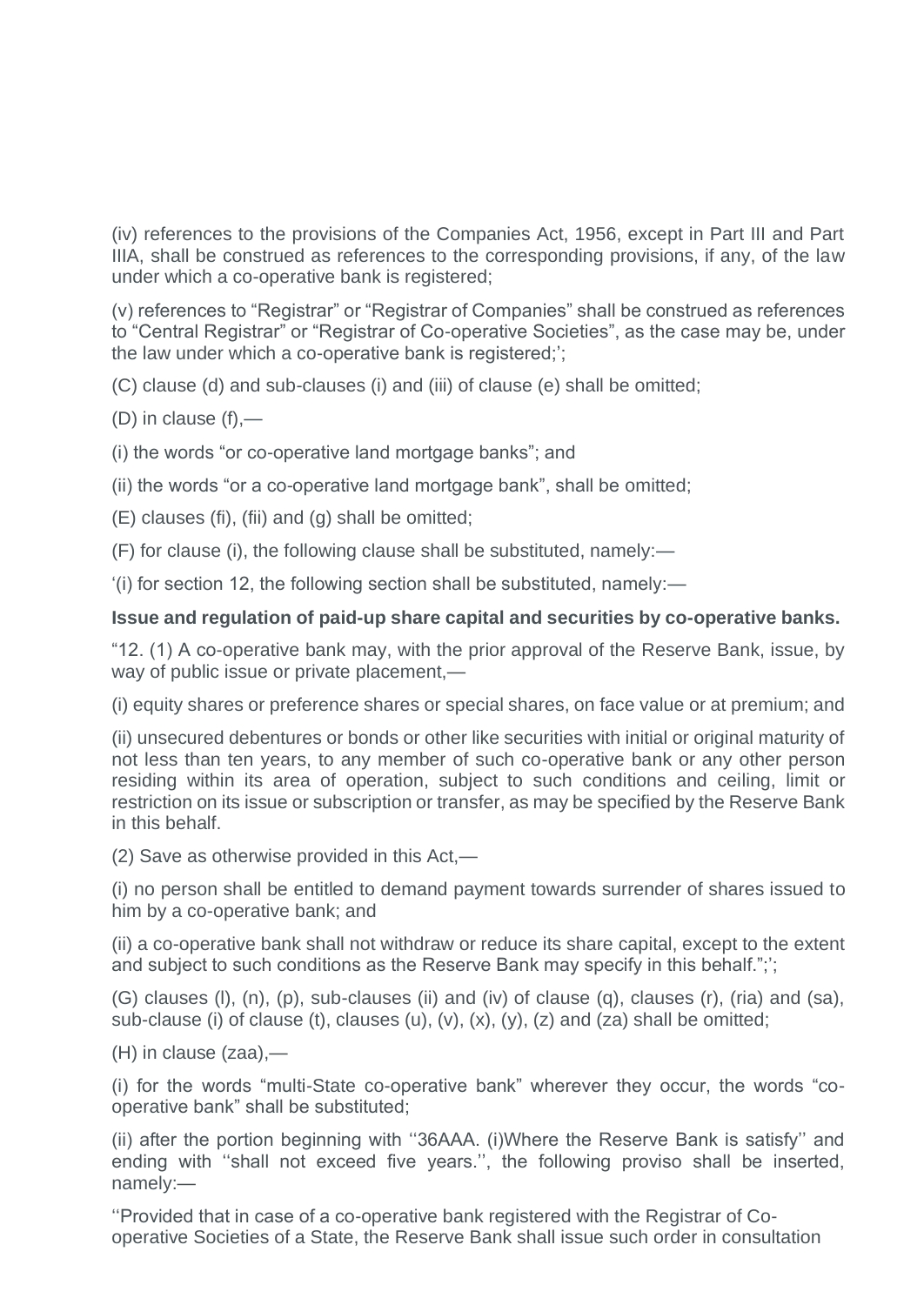(iv) references to the provisions of the Companies Act, 1956, except in Part III and Part IIIA, shall be construed as references to the corresponding provisions, if any, of the law under which a co-operative bank is registered;

(v) references to “Registrar” or “Registrar of Companies” shall be construed as references to “Central Registrar” or “Registrar of Co-operative Societies”, as the case may be, under the law under which a co-operative bank is registered;’;

(C) clause (d) and sub-clauses (i) and (iii) of clause (e) shall be omitted;

(D) in clause (f),—

(i) the words “or co-operative land mortgage banks”; and

(ii) the words “or a co-operative land mortgage bank”, shall be omitted;

(E) clauses (fi), (fii) and (g) shall be omitted;

(F) for clause (i), the following clause shall be substituted, namely:—

‘(i) for section 12, the following section shall be substituted, namely:—

**Issue and regulation of paid-up share capital and securities by co-operative banks.**

“12. (1) A co-operative bank may, with the prior approval of the Reserve Bank, issue, by way of public issue or private placement,—

(i) equity shares or preference shares or special shares, on face value or at premium; and

(ii) unsecured debentures or bonds or other like securities with initial or original maturity of not less than ten years, to any member of such co-operative bank or any other person residing within its area of operation, subject to such conditions and ceiling, limit or restriction on its issue or subscription or transfer, as may be specified by the Reserve Bank in this behalf.

(2) Save as otherwise provided in this Act,—

(i) no person shall be entitled to demand payment towards surrender of shares issued to him by a co-operative bank; and

(ii) a co-operative bank shall not withdraw or reduce its share capital, except to the extent and subject to such conditions as the Reserve Bank may specify in this behalf.”;’;

(G) clauses (l), (n), (p), sub-clauses (ii) and (iv) of clause (q), clauses (r), (ria) and (sa), sub-clause (i) of clause (t), clauses (u), (v), (x), (y), (z) and (za) shall be omitted;

(H) in clause (zaa),—

(i) for the words “multi-State co-operative bank” wherever they occur, the words “co-operative bank” shall be substituted;

(ii) after the portion beginning with ‘‘36AAA. (i)Where the Reserve Bank is satisfy’’ and ending with ‘‘shall not exceed five years.’’, the following proviso shall be inserted, namely:—

‘‘Provided that in case of a co-operative bank registered with the Registrar of Co-operative Societies of a State, the Reserve Bank shall issue such order in consultation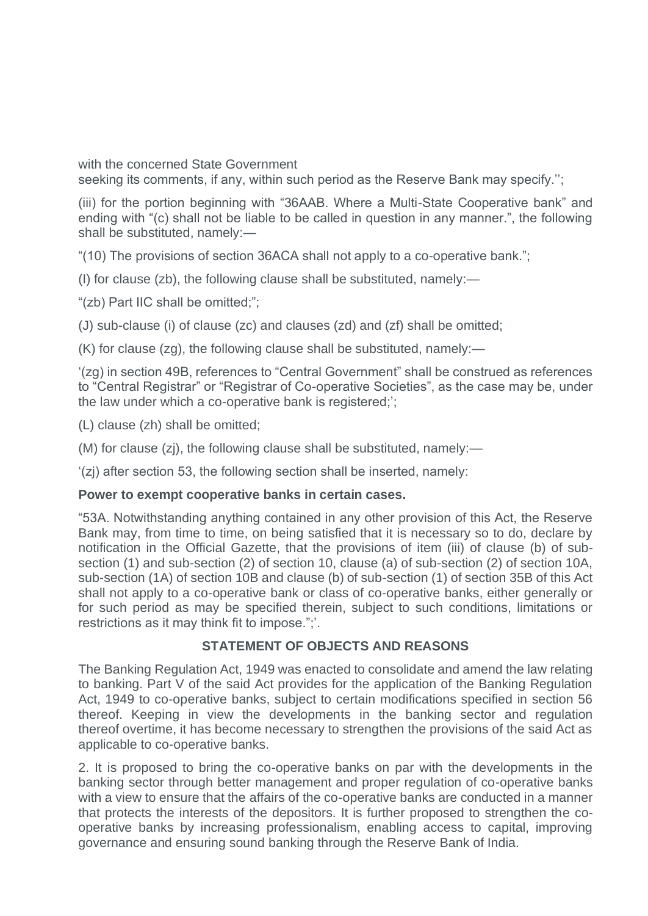with the concerned State Government
seeking its comments, if any, within such period as the Reserve Bank may specify.'';

(iii) for the portion beginning with "36AAB. Where a Multi-State Cooperative bank" and ending with "(c) shall not be liable to be called in question in any manner.", the following shall be substituted, namely:—

"(10) The provisions of section 36ACA shall not apply to a co-operative bank.";

(I) for clause (zb), the following clause shall be substituted, namely:—

"(zb) Part IIC shall be omitted;";

(J) sub-clause (i) of clause (zc) and clauses (zd) and (zf) shall be omitted;

(K) for clause (zg), the following clause shall be substituted, namely:—

'(zg) in section 49B, references to "Central Government" shall be construed as references to "Central Registrar" or "Registrar of Co-operative Societies", as the case may be, under the law under which a co-operative bank is registered;';

(L) clause (zh) shall be omitted;

(M) for clause (zj), the following clause shall be substituted, namely:—

'(zj) after section 53, the following section shall be inserted, namely:

**Power to exempt cooperative banks in certain cases.**

"53A. Notwithstanding anything contained in any other provision of this Act, the Reserve Bank may, from time to time, on being satisfied that it is necessary so to do, declare by notification in the Official Gazette, that the provisions of item (iii) of clause (b) of sub-section (1) and sub-section (2) of section 10, clause (a) of sub-section (2) of section 10A, sub-section (1A) of section 10B and clause (b) of sub-section (1) of section 35B of this Act shall not apply to a co-operative bank or class of co-operative banks, either generally or for such period as may be specified therein, subject to such conditions, limitations or restrictions as it may think fit to impose.";'.

## STATEMENT OF OBJECTS AND REASONS

The Banking Regulation Act, 1949 was enacted to consolidate and amend the law relating to banking. Part V of the said Act provides for the application of the Banking Regulation Act, 1949 to co-operative banks, subject to certain modifications specified in section 56 thereof. Keeping in view the developments in the banking sector and regulation thereof overtime, it has become necessary to strengthen the provisions of the said Act as applicable to co-operative banks.

2. It is proposed to bring the co-operative banks on par with the developments in the banking sector through better management and proper regulation of co-operative banks with a view to ensure that the affairs of the co-operative banks are conducted in a manner that protects the interests of the depositors. It is further proposed to strengthen the co-operative banks by increasing professionalism, enabling access to capital, improving governance and ensuring sound banking through the Reserve Bank of India.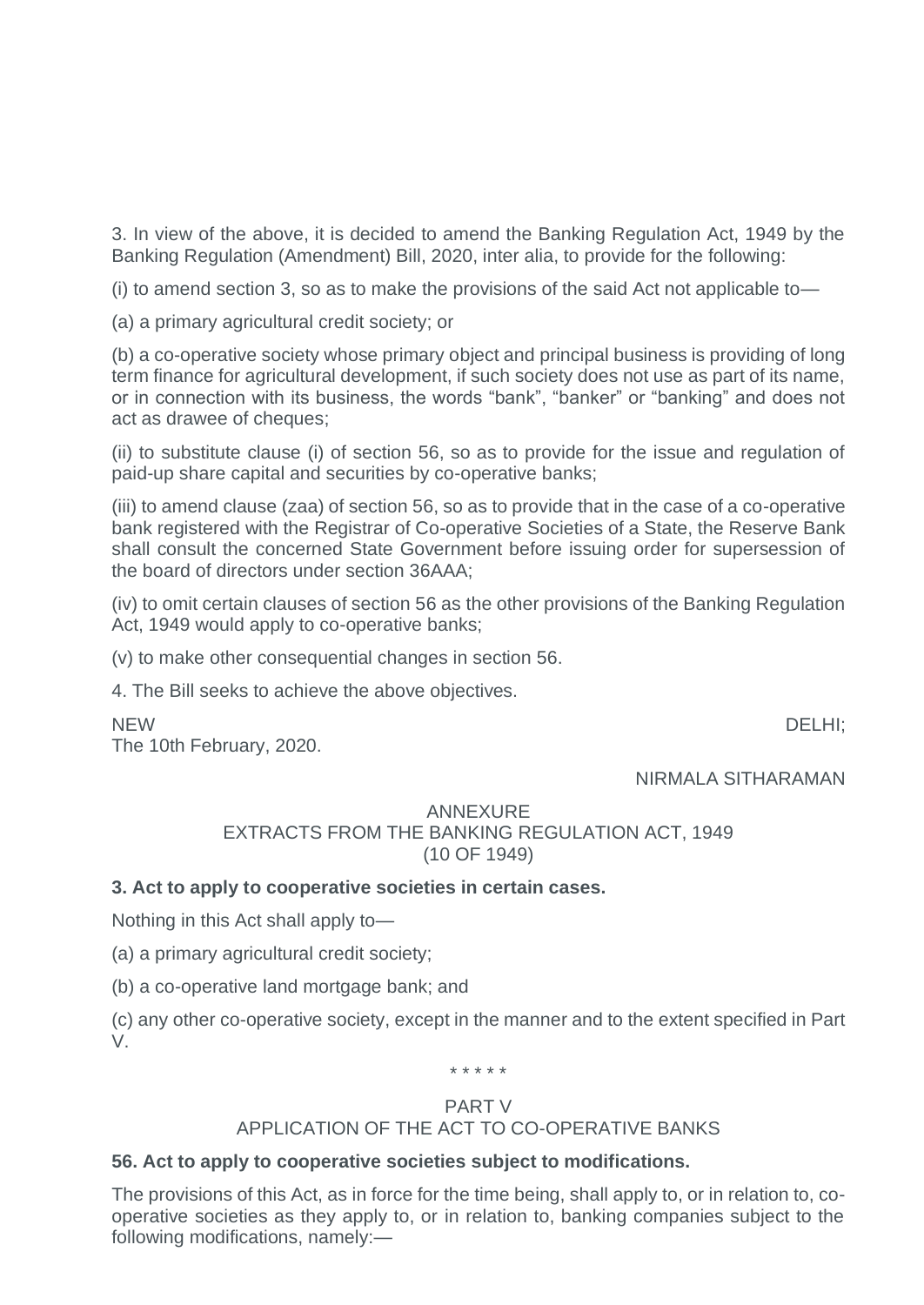3. In view of the above, it is decided to amend the Banking Regulation Act, 1949 by the Banking Regulation (Amendment) Bill, 2020, inter alia, to provide for the following:

(i) to amend section 3, so as to make the provisions of the said Act not applicable to—

(a) a primary agricultural credit society; or

(b) a co-operative society whose primary object and principal business is providing of long term finance for agricultural development, if such society does not use as part of its name, or in connection with its business, the words “bank”, “banker” or “banking” and does not act as drawee of cheques;

(ii) to substitute clause (i) of section 56, so as to provide for the issue and regulation of paid-up share capital and securities by co-operative banks;

(iii) to amend clause (zaa) of section 56, so as to provide that in the case of a co-operative bank registered with the Registrar of Co-operative Societies of a State, the Reserve Bank shall consult the concerned State Government before issuing order for supersession of the board of directors under section 36AAA;

(iv) to omit certain clauses of section 56 as the other provisions of the Banking Regulation Act, 1949 would apply to co-operative banks;

(v) to make other consequential changes in section 56.

4. The Bill seeks to achieve the above objectives.

NEW DELHI;
The 10th February, 2020.

NIRMALA SITHARAMAN

ANNEXURE

EXTRACTS FROM THE BANKING REGULATION ACT, 1949

(10 OF 1949)

**3. Act to apply to cooperative societies in certain cases.**

Nothing in this Act shall apply to—

(a) a primary agricultural credit society;

(b) a co-operative land mortgage bank; and

(c) any other co-operative society, except in the manner and to the extent specified in Part V.

\* \* \* \* \*

PART V

APPLICATION OF THE ACT TO CO-OPERATIVE BANKS

**56. Act to apply to cooperative societies subject to modifications.**

The provisions of this Act, as in force for the time being, shall apply to, or in relation to, co-operative societies as they apply to, or in relation to, banking companies subject to the following modifications, namely:—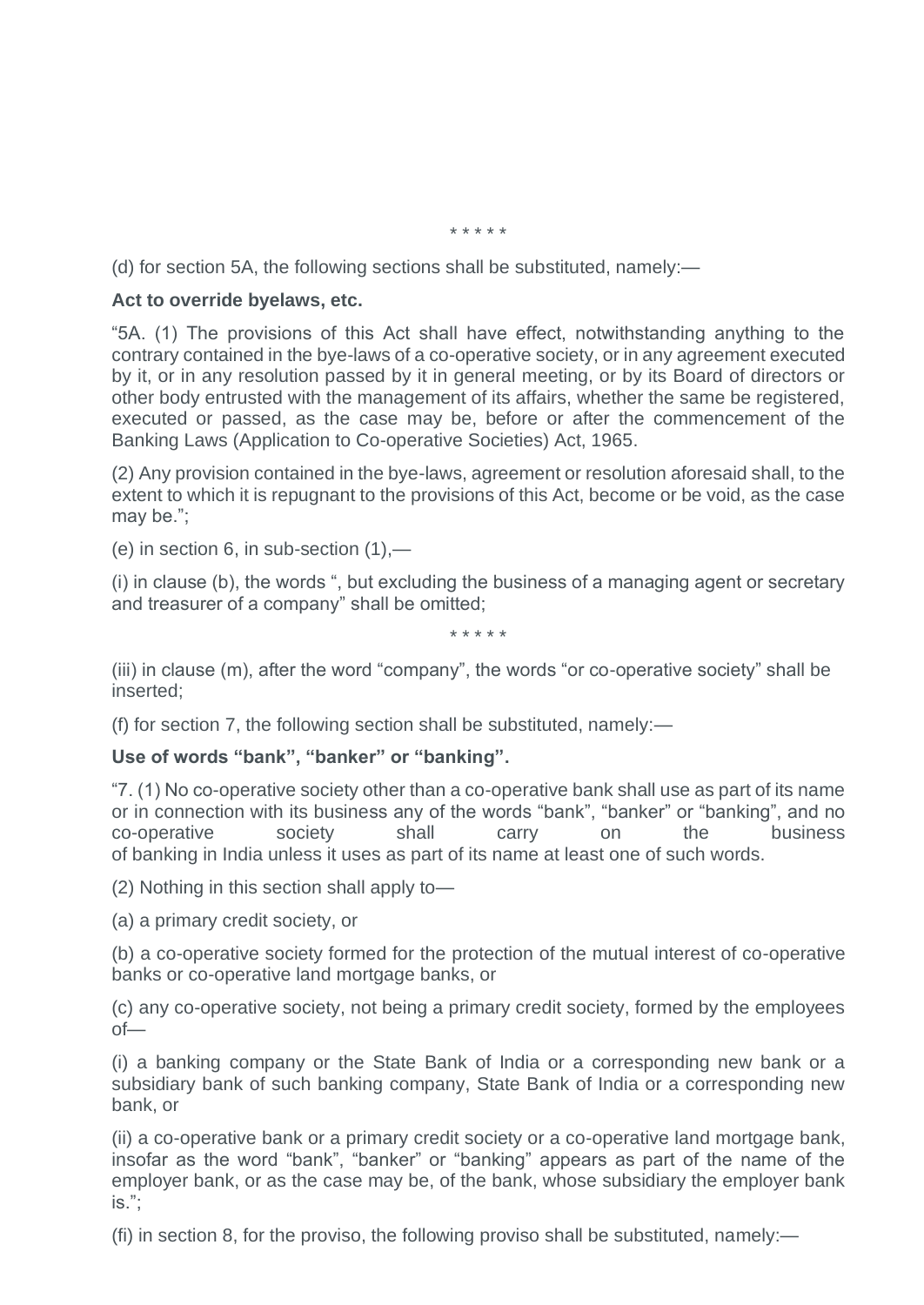\* \* \* \* \*

(d) for section 5A, the following sections shall be substituted, namely:—

**Act to override byelaws, etc.**

"5A. (1) The provisions of this Act shall have effect, notwithstanding anything to the contrary contained in the bye-laws of a co-operative society, or in any agreement executed by it, or in any resolution passed by it in general meeting, or by its Board of directors or other body entrusted with the management of its affairs, whether the same be registered, executed or passed, as the case may be, before or after the commencement of the Banking Laws (Application to Co-operative Societies) Act, 1965.

(2) Any provision contained in the bye-laws, agreement or resolution aforesaid shall, to the extent to which it is repugnant to the provisions of this Act, become or be void, as the case may be.";

(e) in section 6, in sub-section (1),—

(i) in clause (b), the words ", but excluding the business of a managing agent or secretary and treasurer of a company" shall be omitted;

\* \* \* \* \*

(iii) in clause (m), after the word "company", the words "or co-operative society" shall be inserted;

(f) for section 7, the following section shall be substituted, namely:—

**Use of words "bank", "banker" or "banking".**

"7. (1) No co-operative society other than a co-operative bank shall use as part of its name or in connection with its business any of the words "bank", "banker" or "banking", and no co-operative society shall carry on the business of banking in India unless it uses as part of its name at least one of such words.

(2) Nothing in this section shall apply to—

(a) a primary credit society, or

(b) a co-operative society formed for the protection of the mutual interest of co-operative banks or co-operative land mortgage banks, or

(c) any co-operative society, not being a primary credit society, formed by the employees of—

(i) a banking company or the State Bank of India or a corresponding new bank or a subsidiary bank of such banking company, State Bank of India or a corresponding new bank, or

(ii) a co-operative bank or a primary credit society or a co-operative land mortgage bank, insofar as the word "bank", "banker" or "banking" appears as part of the name of the employer bank, or as the case may be, of the bank, whose subsidiary the employer bank is.";

(fi) in section 8, for the proviso, the following proviso shall be substituted, namely:—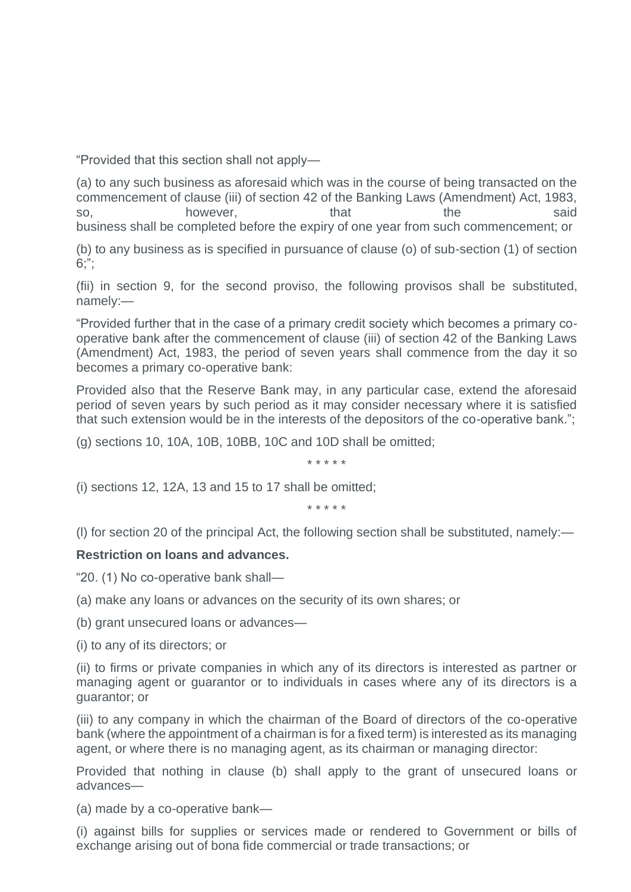"Provided that this section shall not apply—

(a) to any such business as aforesaid which was in the course of being transacted on the commencement of clause (iii) of section 42 of the Banking Laws (Amendment) Act, 1983, so, however, that the said business shall be completed before the expiry of one year from such commencement; or

(b) to any business as is specified in pursuance of clause (o) of sub-section (1) of section 6;";

(fii) in section 9, for the second proviso, the following provisos shall be substituted, namely:—

"Provided further that in the case of a primary credit society which becomes a primary co-operative bank after the commencement of clause (iii) of section 42 of the Banking Laws (Amendment) Act, 1983, the period of seven years shall commence from the day it so becomes a primary co-operative bank:

Provided also that the Reserve Bank may, in any particular case, extend the aforesaid period of seven years by such period as it may consider necessary where it is satisfied that such extension would be in the interests of the depositors of the co-operative bank.";

(g) sections 10, 10A, 10B, 10BB, 10C and 10D shall be omitted;

\* \* \* \* \*

(i) sections 12, 12A, 13 and 15 to 17 shall be omitted;

\* \* \* \* \*

(l) for section 20 of the principal Act, the following section shall be substituted, namely:—

**Restriction on loans and advances.**

"20. (1) No co-operative bank shall—

(a) make any loans or advances on the security of its own shares; or

(b) grant unsecured loans or advances—

(i) to any of its directors; or

(ii) to firms or private companies in which any of its directors is interested as partner or managing agent or guarantor or to individuals in cases where any of its directors is a guarantor; or

(iii) to any company in which the chairman of the Board of directors of the co-operative bank (where the appointment of a chairman is for a fixed term) is interested as its managing agent, or where there is no managing agent, as its chairman or managing director:

Provided that nothing in clause (b) shall apply to the grant of unsecured loans or advances—

(a) made by a co-operative bank—

(i) against bills for supplies or services made or rendered to Government or bills of exchange arising out of bona fide commercial or trade transactions; or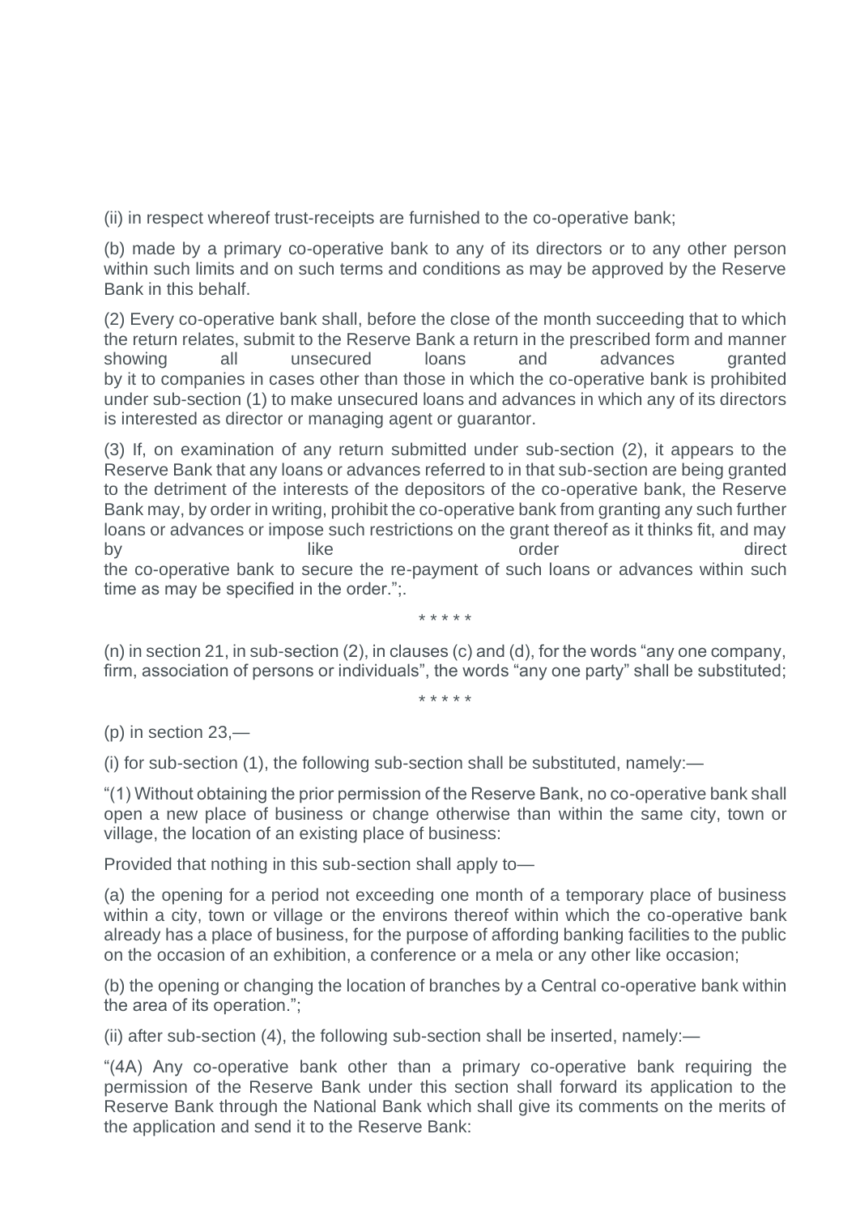(ii) in respect whereof trust-receipts are furnished to the co-operative bank;

(b) made by a primary co-operative bank to any of its directors or to any other person within such limits and on such terms and conditions as may be approved by the Reserve Bank in this behalf.

(2) Every co-operative bank shall, before the close of the month succeeding that to which the return relates, submit to the Reserve Bank a return in the prescribed form and manner showing all unsecured loans and advances granted by it to companies in cases other than those in which the co-operative bank is prohibited under sub-section (1) to make unsecured loans and advances in which any of its directors is interested as director or managing agent or guarantor.

(3) If, on examination of any return submitted under sub-section (2), it appears to the Reserve Bank that any loans or advances referred to in that sub-section are being granted to the detriment of the interests of the depositors of the co-operative bank, the Reserve Bank may, by order in writing, prohibit the co-operative bank from granting any such further loans or advances or impose such restrictions on the grant thereof as it thinks fit, and may by like order direct the co-operative bank to secure the re-payment of such loans or advances within such time as may be specified in the order.";.

\* \* \* \* \*

(n) in section 21, in sub-section (2), in clauses (c) and (d), for the words "any one company, firm, association of persons or individuals", the words "any one party" shall be substituted;

\* \* \* \* \*

(p) in section 23,—

(i) for sub-section (1), the following sub-section shall be substituted, namely:—

"(1) Without obtaining the prior permission of the Reserve Bank, no co-operative bank shall open a new place of business or change otherwise than within the same city, town or village, the location of an existing place of business:

Provided that nothing in this sub-section shall apply to—

(a) the opening for a period not exceeding one month of a temporary place of business within a city, town or village or the environs thereof within which the co-operative bank already has a place of business, for the purpose of affording banking facilities to the public on the occasion of an exhibition, a conference or a mela or any other like occasion;

(b) the opening or changing the location of branches by a Central co-operative bank within the area of its operation.";

(ii) after sub-section (4), the following sub-section shall be inserted, namely:—

"(4A) Any co-operative bank other than a primary co-operative bank requiring the permission of the Reserve Bank under this section shall forward its application to the Reserve Bank through the National Bank which shall give its comments on the merits of the application and send it to the Reserve Bank: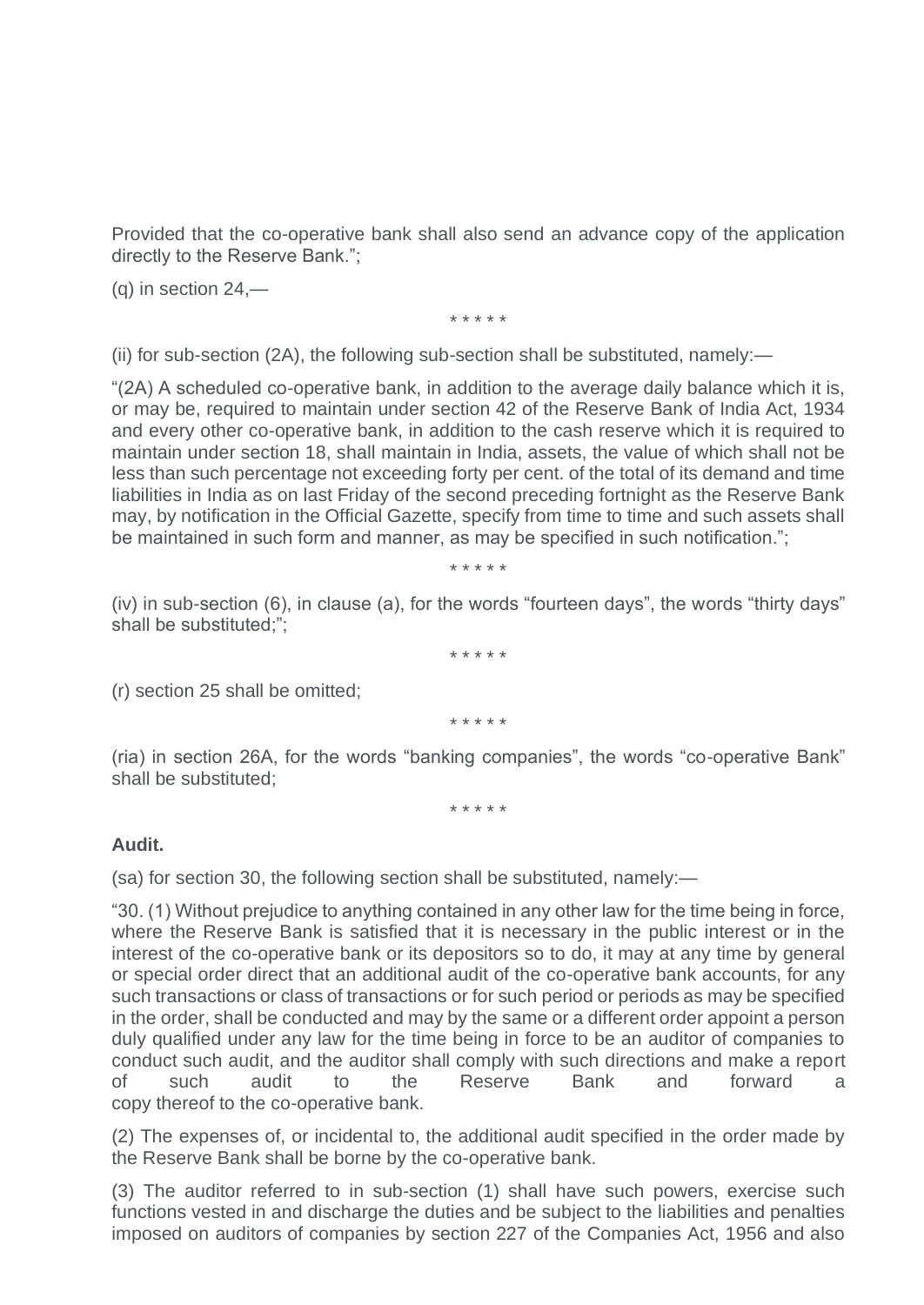Provided that the co-operative bank shall also send an advance copy of the application directly to the Reserve Bank.";

(q) in section 24,—

\* \* \* \* \*

(ii) for sub-section (2A), the following sub-section shall be substituted, namely:—

"(2A) A scheduled co-operative bank, in addition to the average daily balance which it is, or may be, required to maintain under section 42 of the Reserve Bank of India Act, 1934 and every other co-operative bank, in addition to the cash reserve which it is required to maintain under section 18, shall maintain in India, assets, the value of which shall not be less than such percentage not exceeding forty per cent. of the total of its demand and time liabilities in India as on last Friday of the second preceding fortnight as the Reserve Bank may, by notification in the Official Gazette, specify from time to time and such assets shall be maintained in such form and manner, as may be specified in such notification.";

\* \* \* \* \*

(iv) in sub-section (6), in clause (a), for the words "fourteen days", the words "thirty days" shall be substituted;";

\* \* \* \* \*

(r) section 25 shall be omitted;

\* \* \* \* \*

(ria) in section 26A, for the words "banking companies", the words "co-operative Bank" shall be substituted;

\* \* \* \* \*

**Audit.**

(sa) for section 30, the following section shall be substituted, namely:—

"30. (1) Without prejudice to anything contained in any other law for the time being in force, where the Reserve Bank is satisfied that it is necessary in the public interest or in the interest of the co-operative bank or its depositors so to do, it may at any time by general or special order direct that an additional audit of the co-operative bank accounts, for any such transactions or class of transactions or for such period or periods as may be specified in the order, shall be conducted and may by the same or a different order appoint a person duly qualified under any law for the time being in force to be an auditor of companies to conduct such audit, and the auditor shall comply with such directions and make a report of such audit to the Reserve Bank and forward a copy thereof to the co-operative bank.

(2) The expenses of, or incidental to, the additional audit specified in the order made by the Reserve Bank shall be borne by the co-operative bank.

(3) The auditor referred to in sub-section (1) shall have such powers, exercise such functions vested in and discharge the duties and be subject to the liabilities and penalties imposed on auditors of companies by section 227 of the Companies Act, 1956 and also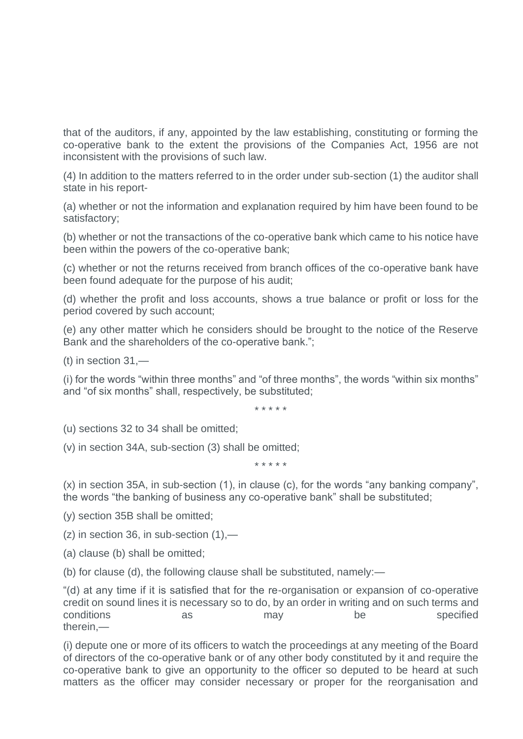that of the auditors, if any, appointed by the law establishing, constituting or forming the co-operative bank to the extent the provisions of the Companies Act, 1956 are not inconsistent with the provisions of such law.

(4) In addition to the matters referred to in the order under sub-section (1) the auditor shall state in his report-

(a) whether or not the information and explanation required by him have been found to be satisfactory;

(b) whether or not the transactions of the co-operative bank which came to his notice have been within the powers of the co-operative bank;

(c) whether or not the returns received from branch offices of the co-operative bank have been found adequate for the purpose of his audit;

(d) whether the profit and loss accounts, shows a true balance or profit or loss for the period covered by such account;

(e) any other matter which he considers should be brought to the notice of the Reserve Bank and the shareholders of the co-operative bank.";

(t) in section 31,—

(i) for the words "within three months" and "of three months", the words "within six months" and "of six months" shall, respectively, be substituted;

\* \* \* \* \*

(u) sections 32 to 34 shall be omitted;

(v) in section 34A, sub-section (3) shall be omitted;

\* \* \* \* \*

(x) in section 35A, in sub-section (1), in clause (c), for the words "any banking company", the words "the banking of business any co-operative bank" shall be substituted;

(y) section 35B shall be omitted;

(z) in section 36, in sub-section (1),—

(a) clause (b) shall be omitted;

(b) for clause (d), the following clause shall be substituted, namely:—

"(d) at any time if it is satisfied that for the re-organisation or expansion of co-operative credit on sound lines it is necessary so to do, by an order in writing and on such terms and conditions as may be specified therein,—

(i) depute one or more of its officers to watch the proceedings at any meeting of the Board of directors of the co-operative bank or of any other body constituted by it and require the co-operative bank to give an opportunity to the officer so deputed to be heard at such matters as the officer may consider necessary or proper for the reorganisation and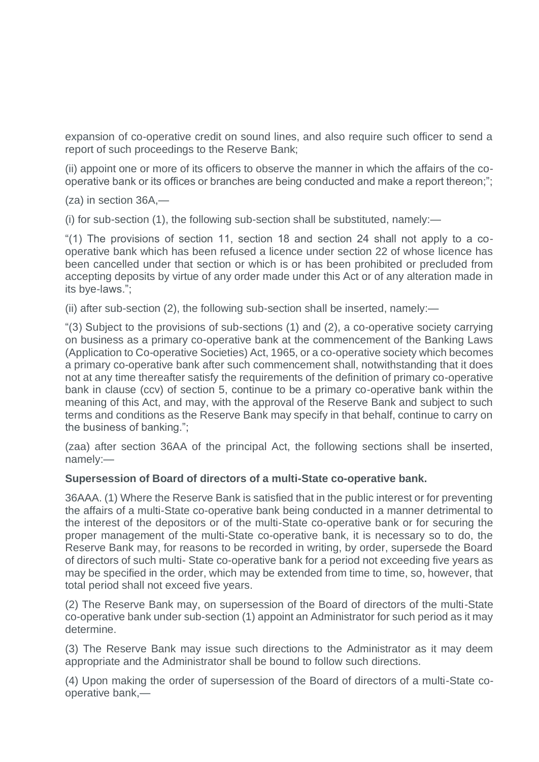expansion of co-operative credit on sound lines, and also require such officer to send a report of such proceedings to the Reserve Bank;

(ii) appoint one or more of its officers to observe the manner in which the affairs of the co-operative bank or its offices or branches are being conducted and make a report thereon;";

(za) in section 36A,—

(i) for sub-section (1), the following sub-section shall be substituted, namely:—

"(1) The provisions of section 11, section 18 and section 24 shall not apply to a co-operative bank which has been refused a licence under section 22 of whose licence has been cancelled under that section or which is or has been prohibited or precluded from accepting deposits by virtue of any order made under this Act or of any alteration made in its bye-laws.";

(ii) after sub-section (2), the following sub-section shall be inserted, namely:—

"(3) Subject to the provisions of sub-sections (1) and (2), a co-operative society carrying on business as a primary co-operative bank at the commencement of the Banking Laws (Application to Co-operative Societies) Act, 1965, or a co-operative society which becomes a primary co-operative bank after such commencement shall, notwithstanding that it does not at any time thereafter satisfy the requirements of the definition of primary co-operative bank in clause (ccv) of section 5, continue to be a primary co-operative bank within the meaning of this Act, and may, with the approval of the Reserve Bank and subject to such terms and conditions as the Reserve Bank may specify in that behalf, continue to carry on the business of banking.";

(zaa) after section 36AA of the principal Act, the following sections shall be inserted, namely:—

**Supersession of Board of directors of a multi-State co-operative bank.**

36AAA. (1) Where the Reserve Bank is satisfied that in the public interest or for preventing the affairs of a multi-State co-operative bank being conducted in a manner detrimental to the interest of the depositors or of the multi-State co-operative bank or for securing the proper management of the multi-State co-operative bank, it is necessary so to do, the Reserve Bank may, for reasons to be recorded in writing, by order, supersede the Board of directors of such multi- State co-operative bank for a period not exceeding five years as may be specified in the order, which may be extended from time to time, so, however, that total period shall not exceed five years.

(2) The Reserve Bank may, on supersession of the Board of directors of the multi-State co-operative bank under sub-section (1) appoint an Administrator for such period as it may determine.

(3) The Reserve Bank may issue such directions to the Administrator as it may deem appropriate and the Administrator shall be bound to follow such directions.

(4) Upon making the order of supersession of the Board of directors of a multi-State co-operative bank,—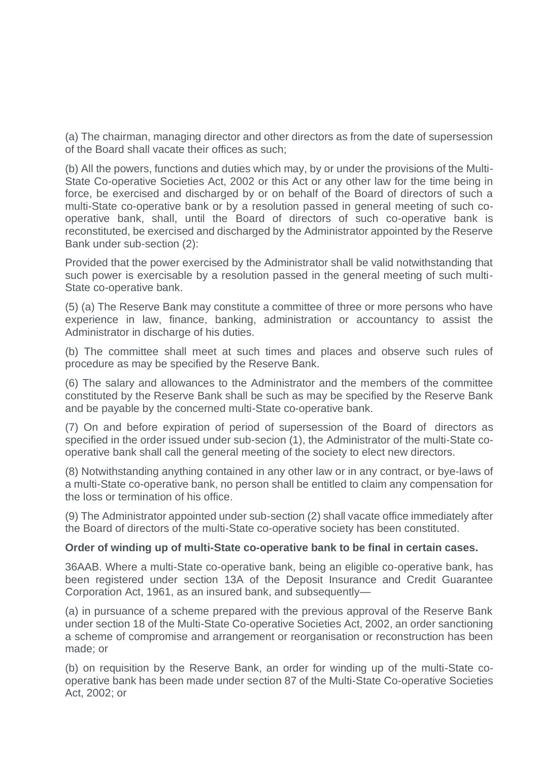(a) The chairman, managing director and other directors as from the date of supersession of the Board shall vacate their offices as such;

(b) All the powers, functions and duties which may, by or under the provisions of the Multi-State Co-operative Societies Act, 2002 or this Act or any other law for the time being in force, be exercised and discharged by or on behalf of the Board of directors of such a multi-State co-operative bank or by a resolution passed in general meeting of such co-operative bank, shall, until the Board of directors of such co-operative bank is reconstituted, be exercised and discharged by the Administrator appointed by the Reserve Bank under sub-section (2):

Provided that the power exercised by the Administrator shall be valid notwithstanding that such power is exercisable by a resolution passed in the general meeting of such multi-State co-operative bank.

(5) (a) The Reserve Bank may constitute a committee of three or more persons who have experience in law, finance, banking, administration or accountancy to assist the Administrator in discharge of his duties.

(b) The committee shall meet at such times and places and observe such rules of procedure as may be specified by the Reserve Bank.

(6) The salary and allowances to the Administrator and the members of the committee constituted by the Reserve Bank shall be such as may be specified by the Reserve Bank and be payable by the concerned multi-State co-operative bank.

(7) On and before expiration of period of supersession of the Board of directors as specified in the order issued under sub-secion (1), the Administrator of the multi-State co-operative bank shall call the general meeting of the society to elect new directors.

(8) Notwithstanding anything contained in any other law or in any contract, or bye-laws of a multi-State co-operative bank, no person shall be entitled to claim any compensation for the loss or termination of his office.

(9) The Administrator appointed under sub-section (2) shall vacate office immediately after the Board of directors of the multi-State co-operative society has been constituted.

**Order of winding up of multi-State co-operative bank to be final in certain cases.**

36AAB. Where a multi-State co-operative bank, being an eligible co-operative bank, has been registered under section 13A of the Deposit Insurance and Credit Guarantee Corporation Act, 1961, as an insured bank, and subsequently—

(a) in pursuance of a scheme prepared with the previous approval of the Reserve Bank under section 18 of the Multi-State Co-operative Societies Act, 2002, an order sanctioning a scheme of compromise and arrangement or reorganisation or reconstruction has been made; or

(b) on requisition by the Reserve Bank, an order for winding up of the multi-State co-operative bank has been made under section 87 of the Multi-State Co-operative Societies Act, 2002; or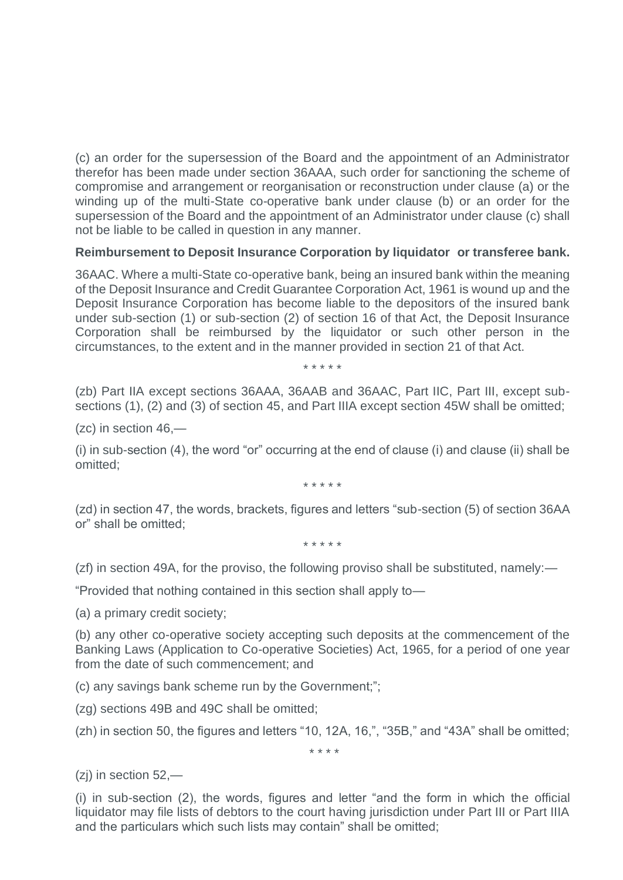(c) an order for the supersession of the Board and the appointment of an Administrator therefor has been made under section 36AAA, such order for sanctioning the scheme of compromise and arrangement or reorganisation or reconstruction under clause (a) or the winding up of the multi-State co-operative bank under clause (b) or an order for the supersession of the Board and the appointment of an Administrator under clause (c) shall not be liable to be called in question in any manner.

**Reimbursement to Deposit Insurance Corporation by liquidator or transferee bank.**

36AAC. Where a multi-State co-operative bank, being an insured bank within the meaning of the Deposit Insurance and Credit Guarantee Corporation Act, 1961 is wound up and the Deposit Insurance Corporation has become liable to the depositors of the insured bank under sub-section (1) or sub-section (2) of section 16 of that Act, the Deposit Insurance Corporation shall be reimbursed by the liquidator or such other person in the circumstances, to the extent and in the manner provided in section 21 of that Act.

\* \* \* \* \*

(zb) Part IIA except sections 36AAA, 36AAB and 36AAC, Part IIC, Part III, except sub-sections (1), (2) and (3) of section 45, and Part IIIA except section 45W shall be omitted;

(zc) in section 46,—

(i) in sub-section (4), the word "or" occurring at the end of clause (i) and clause (ii) shall be omitted;

\* \* \* \* \*

(zd) in section 47, the words, brackets, figures and letters "sub-section (5) of section 36AA or" shall be omitted;

\* \* \* \* \*

(zf) in section 49A, for the proviso, the following proviso shall be substituted, namely:—

"Provided that nothing contained in this section shall apply to—

(a) a primary credit society;

(b) any other co-operative society accepting such deposits at the commencement of the Banking Laws (Application to Co-operative Societies) Act, 1965, for a period of one year from the date of such commencement; and

(c) any savings bank scheme run by the Government;";

(zg) sections 49B and 49C shall be omitted;

(zh) in section 50, the figures and letters "10, 12A, 16,", "35B," and "43A" shall be omitted;

\* \* \* \*

(zj) in section 52,—

(i) in sub-section (2), the words, figures and letter "and the form in which the official liquidator may file lists of debtors to the court having jurisdiction under Part III or Part IIIA and the particulars which such lists may contain" shall be omitted;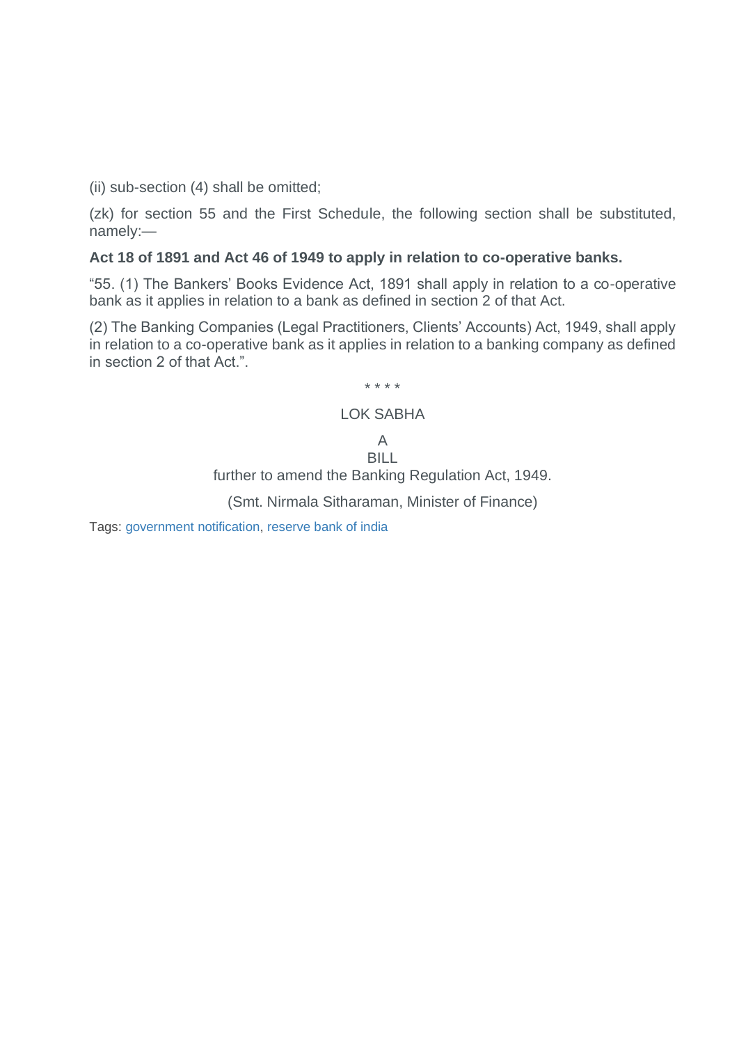(ii) sub-section (4) shall be omitted;

(zk) for section 55 and the First Schedule, the following section shall be substituted, namely:—

**Act 18 of 1891 and Act 46 of 1949 to apply in relation to co-operative banks.**

"55. (1) The Bankers' Books Evidence Act, 1891 shall apply in relation to a co-operative bank as it applies in relation to a bank as defined in section 2 of that Act.

(2) The Banking Companies (Legal Practitioners, Clients' Accounts) Act, 1949, shall apply in relation to a co-operative bank as it applies in relation to a banking company as defined in section 2 of that Act.".

* * * *

LOK SABHA

A

BILL

further to amend the Banking Regulation Act, 1949.

(Smt. Nirmala Sitharaman, Minister of Finance)

Tags: government notification, reserve bank of india